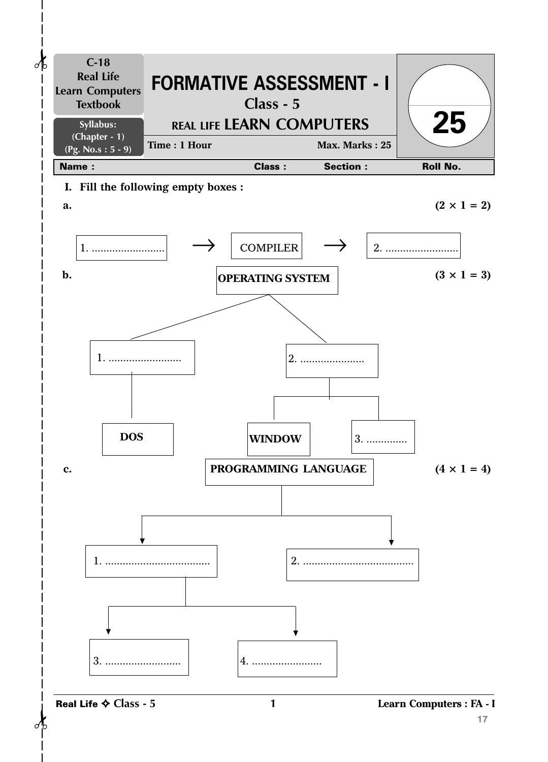C-18
Real Life
Learn Computers
Textbook

Syllabus:
(Chapter - 1)
(Pg. No.s : 5 - 9)

# FORMATIVE ASSESSMENT - I

## Class - 5

## REAL LIFE LEARN COMPUTERS

Time : 1 Hour | Max. Marks : 25

25

| Name : | Class : | Section : | Roll No. |
|---|---|---|---|

**I. Fill the following empty boxes :**

**a.** **(2 × 1 = 2)**

1. ......................... → COMPILER → 2. .........................

**b.** **(3 × 1 = 3)**

**OPERATING SYSTEM**

- 1. .........................
  - **DOS**
- 2. ......................
  - **WINDOW**
  - 3. ..............

**c.** **(4 × 1 = 4)**

**PROGRAMMING LANGUAGE**

- 1. ....................................
  - 3. ..........................
  - 4. ........................
- 2. ......................................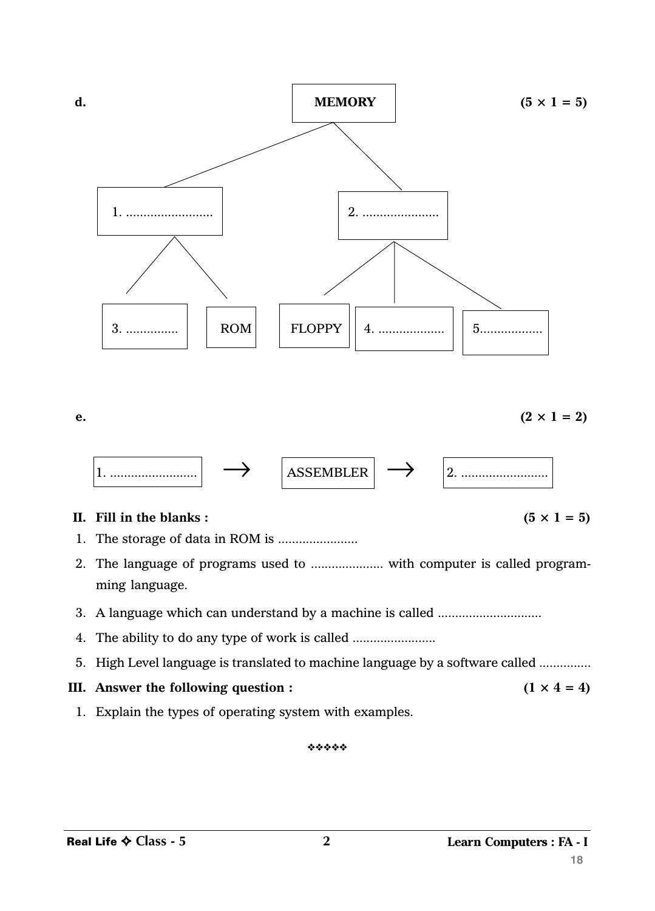**d.** **(5 × 1 = 5)**

MEMORY

- 1. .........................
  - 3. ...............
  - ROM
- 2. ......................
  - FLOPPY
  - 4. ...................
  - 5..................

**e.** **(2 × 1 = 2)**

1. ......................... → ASSEMBLER → 2. .........................

**II. Fill in the blanks :** **(5 × 1 = 5)**

1. The storage of data in ROM is .......................
2. The language of programs used to ..................... with computer is called programming language.
3. A language which can understand by a machine is called .............................
4. The ability to do any type of work is called ........................
5. High Level language is translated to machine language by a software called ...............

**III. Answer the following question :** **(1 × 4 = 4)**

1. Explain the types of operating system with examples.

❖❖❖❖❖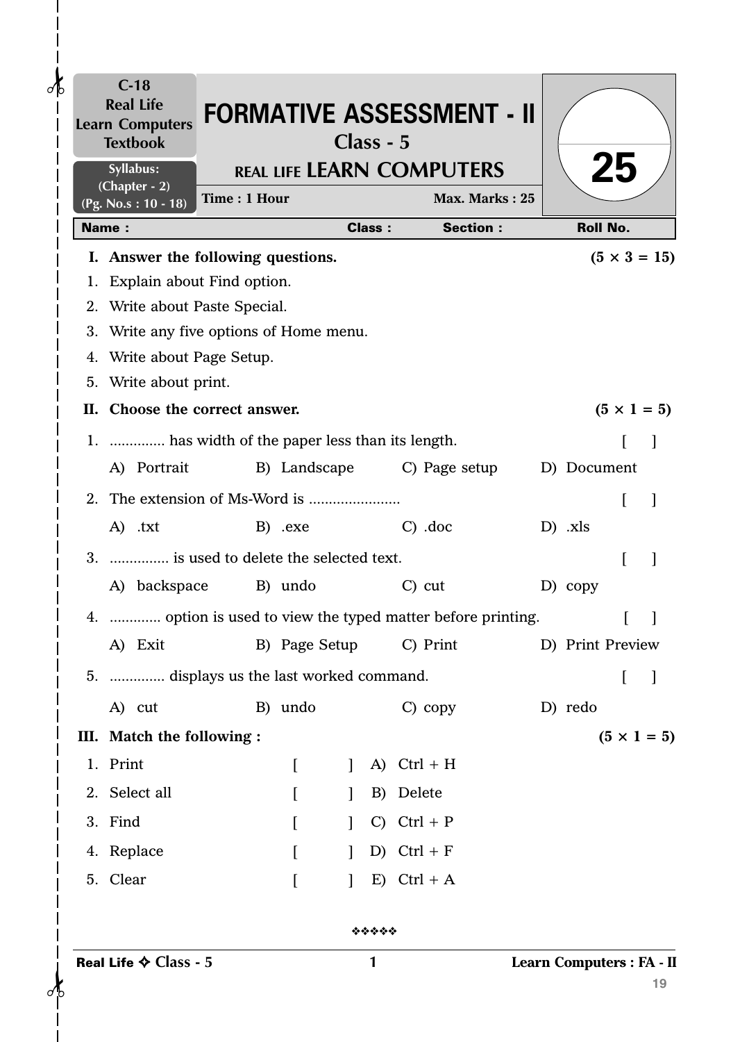C-18
Real Life
Learn Computers
Textbook

Syllabus:
(Chapter - 2)
(Pg. No.s : 10 - 18)

# FORMATIVE ASSESSMENT - II

## Class - 5

## REAL LIFE LEARN COMPUTERS

**Time : 1 Hour** **Max. Marks : 25**

25

| Name : | Class : | Section : | Roll No. |
|---|---|---|---|

**I. Answer the following questions.** **(5 × 3 = 15)**

1. Explain about Find option.
2. Write about Paste Special.
3. Write any five options of Home menu.
4. Write about Page Setup.
5. Write about print.

**II. Choose the correct answer.** **(5 × 1 = 5)**

1. .............. has width of the paper less than its length. [ ]
   A) Portrait B) Landscape C) Page setup D) Document
2. The extension of Ms-Word is ....................... [ ]
   A) .txt B) .exe C) .doc D) .xls
3. ............... is used to delete the selected text. [ ]
   A) backspace B) undo C) cut D) copy
4. ............. option is used to view the typed matter before printing. [ ]
   A) Exit B) Page Setup C) Print D) Print Preview
5. .............. displays us the last worked command. [ ]
   A) cut B) undo C) copy D) redo

**III. Match the following :** **(5 × 1 = 5)**

1. Print [ ] A) Ctrl + H
2. Select all [ ] B) Delete
3. Find [ ] C) Ctrl + P
4. Replace [ ] D) Ctrl + F
5. Clear [ ] E) Ctrl + A

❖❖❖❖❖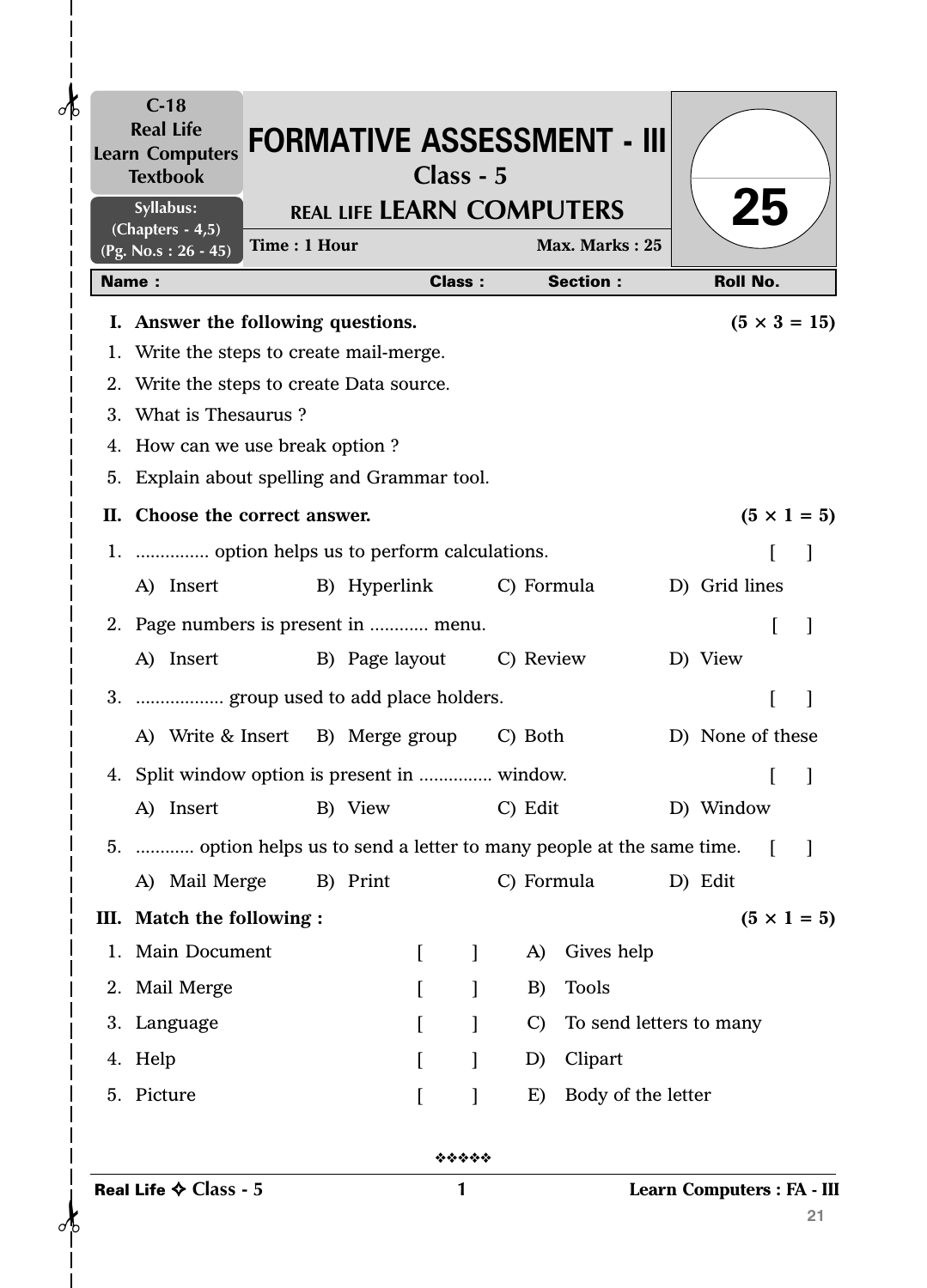C-18
Real Life
Learn Computers
Textbook

Syllabus:
(Chapters - 4,5)
(Pg. No.s : 26 - 45)

# FORMATIVE ASSESSMENT - III

**Class - 5**

**REAL LIFE LEARN COMPUTERS**

**Time : 1 Hour** | **Max. Marks : 25**

**25**

| Name : | Class : | Section : | Roll No. |
|---|---|---|---|

**I. Answer the following questions.** **(5 × 3 = 15)**

1. Write the steps to create mail-merge.
2. Write the steps to create Data source.
3. What is Thesaurus ?
4. How can we use break option ?
5. Explain about spelling and Grammar tool.

**II. Choose the correct answer.** **(5 × 1 = 5)**

1. ............... option helps us to perform calculations. [ ]
   A) Insert B) Hyperlink C) Formula D) Grid lines
2. Page numbers is present in ............ menu. [ ]
   A) Insert B) Page layout C) Review D) View
3. .................. group used to add place holders. [ ]
   A) Write & Insert B) Merge group C) Both D) None of these
4. Split window option is present in .............. window. [ ]
   A) Insert B) View C) Edit D) Window
5. ............ option helps us to send a letter to many people at the same time. [ ]
   A) Mail Merge B) Print C) Formula D) Edit

**III. Match the following :** **(5 × 1 = 5)**

| | | | |
|---|---|---|---|
| 1. Main Document | [ ] | A) | Gives help |
| 2. Mail Merge | [ ] | B) | Tools |
| 3. Language | [ ] | C) | To send letters to many |
| 4. Help | [ ] | D) | Clipart |
| 5. Picture | [ ] | E) | Body of the letter |

❖❖❖❖❖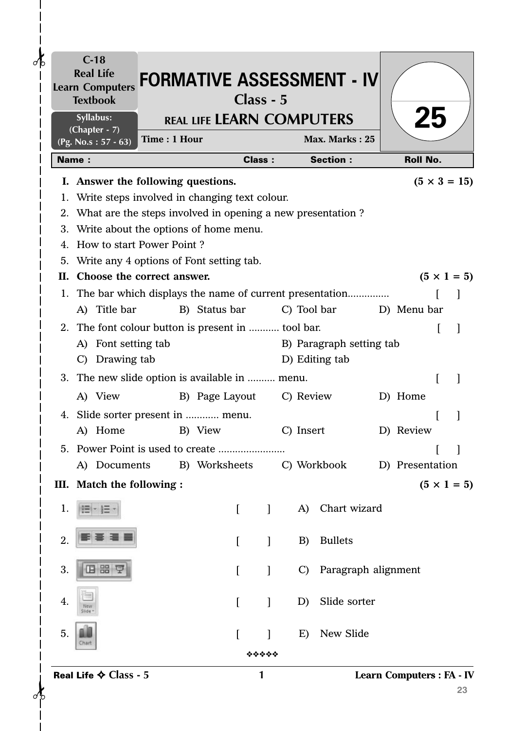C-18
Real Life
Learn Computers
Textbook

Syllabus:
(Chapter - 7)
(Pg. No.s : 57 - 63)

# FORMATIVE ASSESSMENT - IV

## Class - 5

## REAL LIFE LEARN COMPUTERS

Time : 1 Hour | Max. Marks : 25

25

**Name :** **Class :** **Section :** **Roll No.**

**I. Answer the following questions.** **(5 × 3 = 15)**

1. Write steps involved in changing text colour.
2. What are the steps involved in opening a new presentation ?
3. Write about the options of home menu.
4. How to start Power Point ?
5. Write any 4 options of Font setting tab.

**II. Choose the correct answer.** **(5 × 1 = 5)**

1. The bar which displays the name of current presentation............... [ ]
   A) Title bar B) Status bar C) Tool bar D) Menu bar
2. The font colour button is present in ........... tool bar. [ ]
   A) Font setting tab B) Paragraph setting tab
   C) Drawing tab D) Editing tab
3. The new slide option is available in .......... menu. [ ]
   A) View B) Page Layout C) Review D) Home
4. Slide sorter present in ............ menu. [ ]
   A) Home B) View C) Insert D) Review
5. Power Point is used to create ........................ [ ]
   A) Documents B) Worksheets C) Workbook D) Presentation

**III. Match the following :** **(5 × 1 = 5)**

1. [icon] [ ] A) Chart wizard
2. [icon] [ ] B) Bullets
3. [icon] [ ] C) Paragraph alignment
4. [icon: New Slide] [ ] D) Slide sorter
5. [icon: Chart] [ ] E) New Slide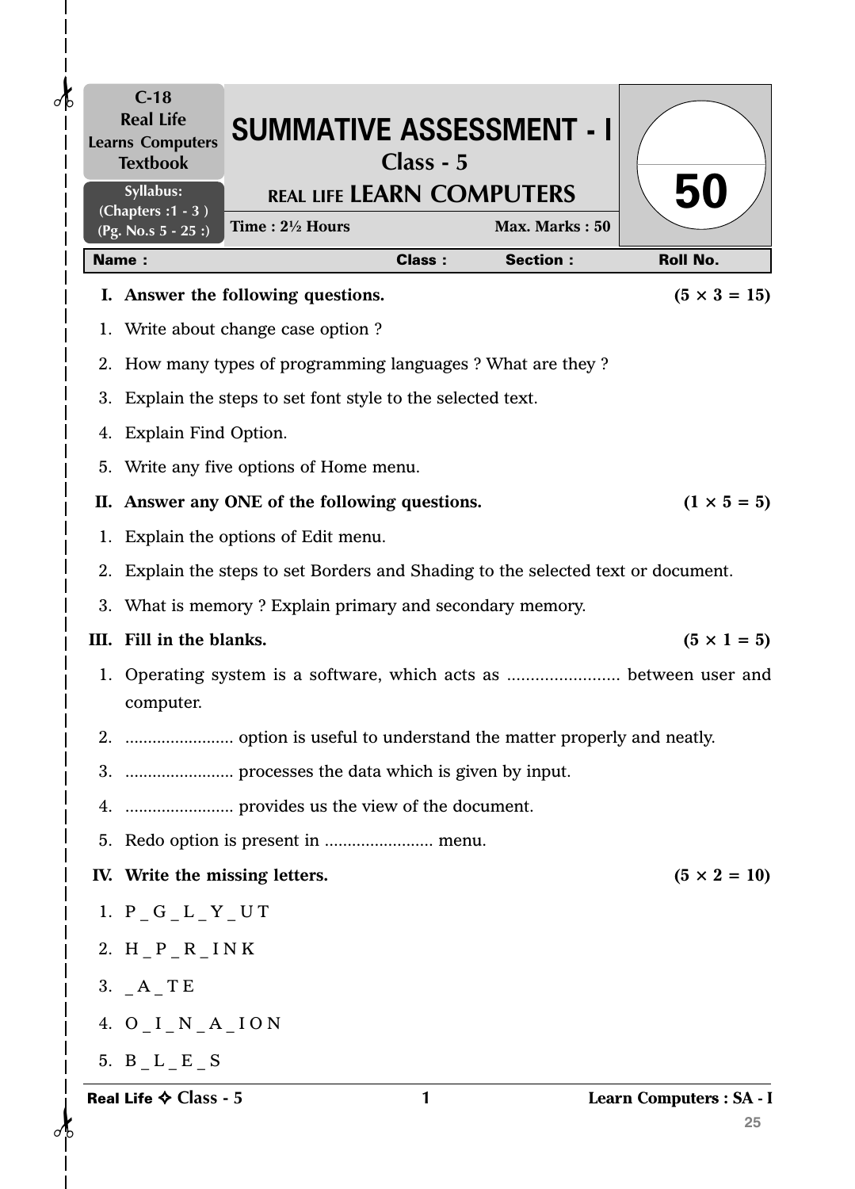C-18
Real Life
Learns Computers
Textbook

Syllabus:
(Chapters :1 - 3 )
(Pg. No.s 5 - 25 :)

# SUMMATIVE ASSESSMENT - I

## Class - 5

## REAL LIFE LEARN COMPUTERS

Time : 2½ Hours Max. Marks : 50

50

| Name : | Class : | Section : | Roll No. |
|---|---|---|---|

**I. Answer the following questions.** **(5 × 3 = 15)**

1. Write about change case option ?
2. How many types of programming languages ? What are they ?
3. Explain the steps to set font style to the selected text.
4. Explain Find Option.
5. Write any five options of Home menu.

**II. Answer any ONE of the following questions.** **(1 × 5 = 5)**

1. Explain the options of Edit menu.
2. Explain the steps to set Borders and Shading to the selected text or document.
3. What is memory ? Explain primary and secondary memory.

**III. Fill in the blanks.** **(5 × 1 = 5)**

1. Operating system is a software, which acts as ........................ between user and computer.
2. ........................ option is useful to understand the matter properly and neatly.
3. ........................ processes the data which is given by input.
4. ........................ provides us the view of the document.
5. Redo option is present in ........................ menu.

**IV. Write the missing letters.** **(5 × 2 = 10)**

1. P _ G _ L _ Y _ U T
2. H _ P _ R _ I N K
3. _ A _ T E
4. O _ I _ N _ A _ I O N
5. B _ L _ E _ S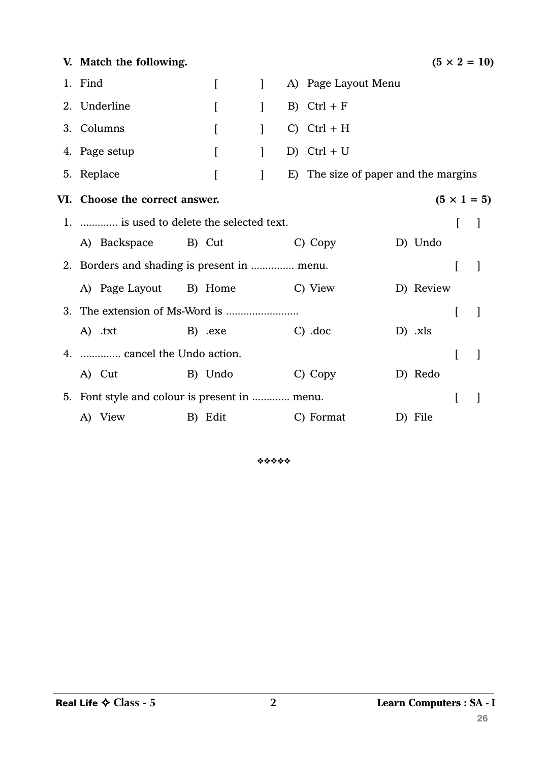**V. Match the following.** **(5 × 2 = 10)**

| | | | |
|---|---|---|---|
| 1. Find | [ ] | A) | Page Layout Menu |
| 2. Underline | [ ] | B) | Ctrl + F |
| 3. Columns | [ ] | C) | Ctrl + H |
| 4. Page setup | [ ] | D) | Ctrl + U |
| 5. Replace | [ ] | E) | The size of paper and the margins |

**VI. Choose the correct answer.** **(5 × 1 = 5)**

1. ............. is used to delete the selected text. [ ]

   A) Backspace B) Cut C) Copy D) Undo

2. Borders and shading is present in ............... menu. [ ]

   A) Page Layout B) Home C) View D) Review

3. The extension of Ms-Word is ......................... [ ]

   A) .txt B) .exe C) .doc D) .xls

4. ............. cancel the Undo action. [ ]

   A) Cut B) Undo C) Copy D) Redo

5. Font style and colour is present in ............. menu. [ ]

   A) View B) Edit C) Format D) File

❖❖❖❖❖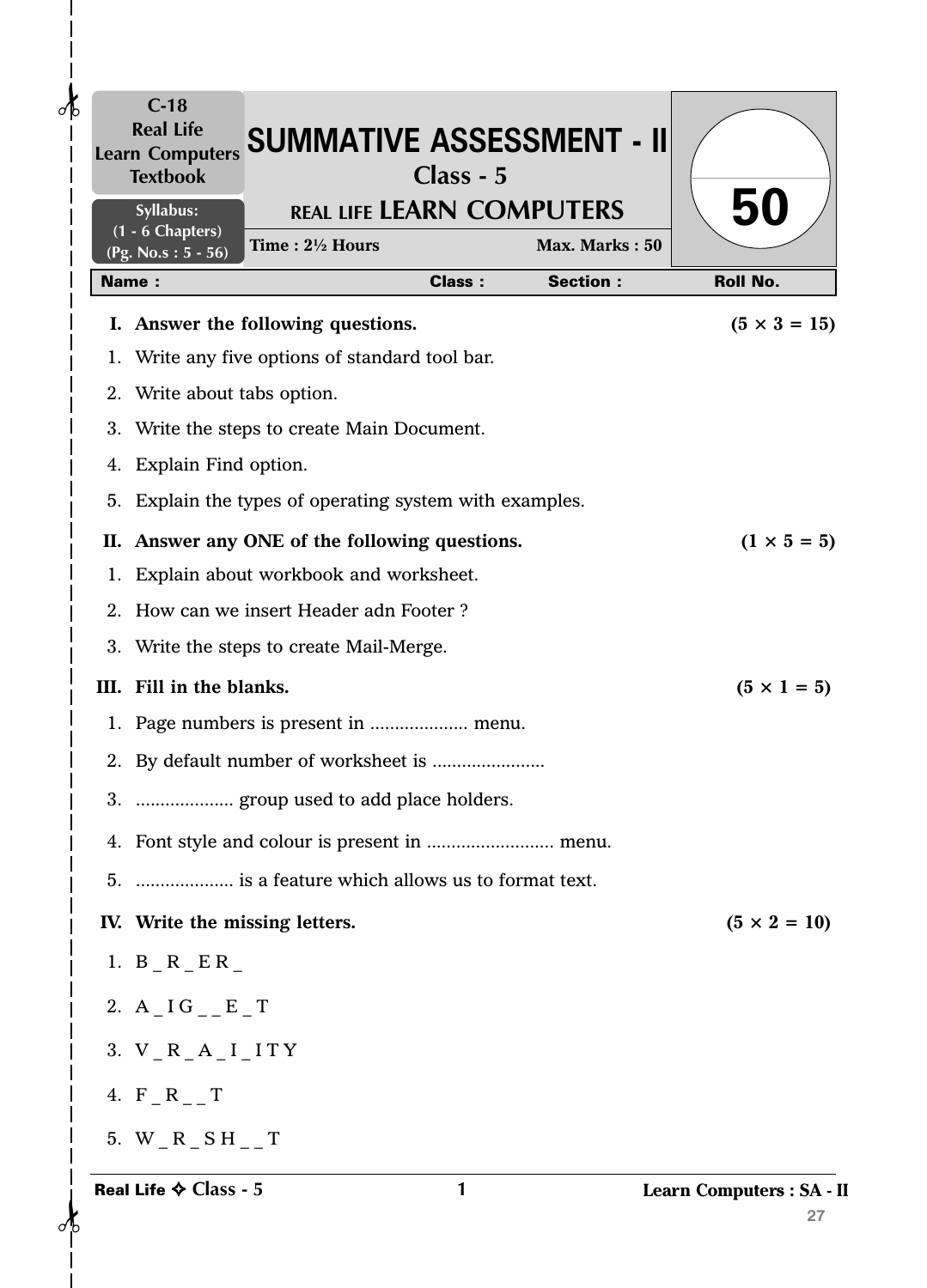C-18
Real Life
Learn Computers
Textbook

Syllabus:
(1 - 6 Chapters)
(Pg. No.s : 5 - 56)

# SUMMATIVE ASSESSMENT - II

## Class - 5

## REAL LIFE LEARN COMPUTERS

Time : 2½ Hours | Max. Marks : 50

**50**

| Name : | Class : | Section : | Roll No. |
|---|---|---|---|

**I. Answer the following questions. (5 × 3 = 15)**

1. Write any five options of standard tool bar.
2. Write about tabs option.
3. Write the steps to create Main Document.
4. Explain Find option.
5. Explain the types of operating system with examples.

**II. Answer any ONE of the following questions. (1 × 5 = 5)**

1. Explain about workbook and worksheet.
2. How can we insert Header adn Footer ?
3. Write the steps to create Mail-Merge.

**III. Fill in the blanks. (5 × 1 = 5)**

1. Page numbers is present in .................... menu.
2. By default number of worksheet is .......................
3. .................... group used to add place holders.
4. Font style and colour is present in .......................... menu.
5. .................... is a feature which allows us to format text.

**IV. Write the missing letters. (5 × 2 = 10)**

1. B _ R _ E R _
2. A _ I G _ _ E _ T
3. V _ R _ A _ I _ I T Y
4. F _ R _ _ T
5. W _ R _ S H _ _ T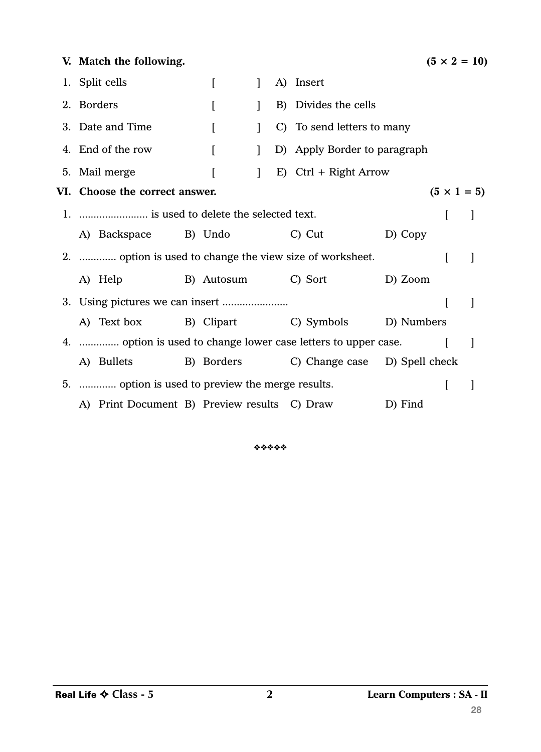## V. Match the following. (5 × 2 = 10)

| | | | |
|---|---|---|---|
| 1. Split cells | [ ] | A) | Insert |
| 2. Borders | [ ] | B) | Divides the cells |
| 3. Date and Time | [ ] | C) | To send letters to many |
| 4. End of the row | [ ] | D) | Apply Border to paragraph |
| 5. Mail merge | [ ] | E) | Ctrl + Right Arrow |

## VI. Choose the correct answer. (5 × 1 = 5)

1. ........................ is used to delete the selected text. [ ]

   A) Backspace B) Undo C) Cut D) Copy

2. ............. option is used to change the view size of worksheet. [ ]

   A) Help B) Autosum C) Sort D) Zoom

3. Using pictures we can insert ....................... [ ]

   A) Text box B) Clipart C) Symbols D) Numbers

4. .............. option is used to change lower case letters to upper case. [ ]

   A) Bullets B) Borders C) Change case D) Spell check

5. ............. option is used to preview the merge results. [ ]

   A) Print Document B) Preview results C) Draw D) Find

❖❖❖❖❖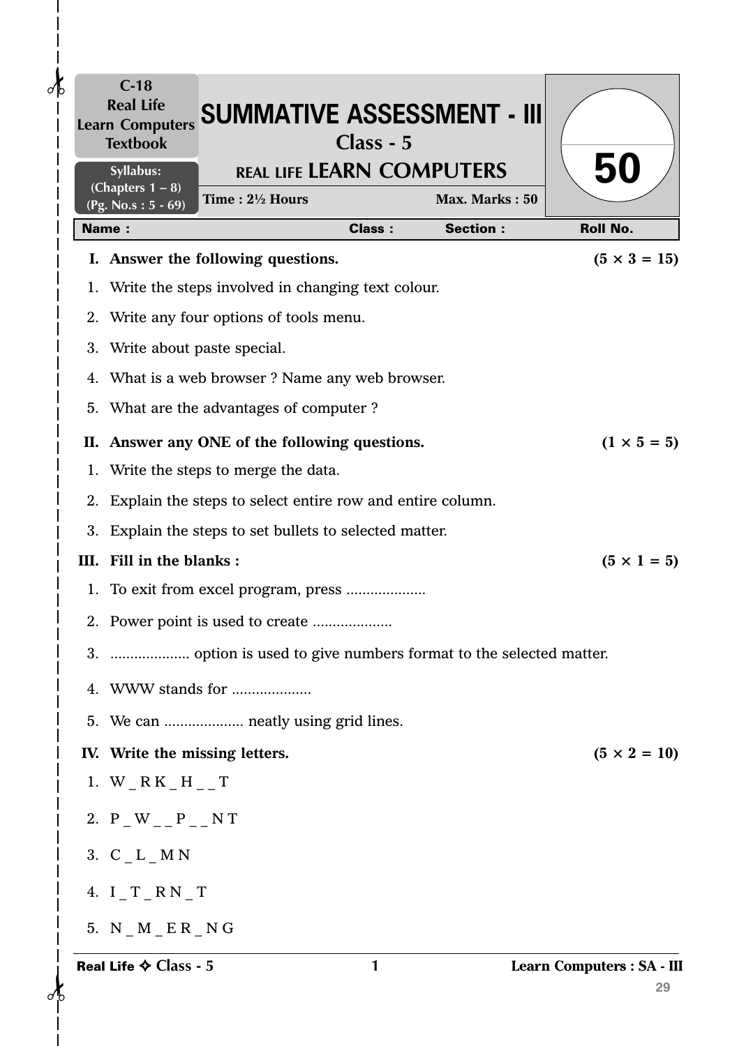C-18
Real Life
Learn Computers
Textbook

Syllabus:
(Chapters 1 – 8)
(Pg. No.s : 5 - 69)

# SUMMATIVE ASSESSMENT - III

## Class - 5

## REAL LIFE LEARN COMPUTERS

**Time : 2½ Hours** **Max. Marks : 50**

**50**

| Name : | Class : | Section : | Roll No. |
|---|---|---|---|

**I. Answer the following questions.** **(5 × 3 = 15)**

1. Write the steps involved in changing text colour.
2. Write any four options of tools menu.
3. Write about paste special.
4. What is a web browser ? Name any web browser.
5. What are the advantages of computer ?

**II. Answer any ONE of the following questions.** **(1 × 5 = 5)**

1. Write the steps to merge the data.
2. Explain the steps to select entire row and entire column.
3. Explain the steps to set bullets to selected matter.

**III. Fill in the blanks :** **(5 × 1 = 5)**

1. To exit from excel program, press ....................
2. Power point is used to create ....................
3. .................... option is used to give numbers format to the selected matter.
4. WWW stands for ....................
5. We can .................... neatly using grid lines.

**IV. Write the missing letters.** **(5 × 2 = 10)**

1. W _ R K _ H _ _ T
2. P _ W _ _ P _ _ N T
3. C _ L _ M N
4. I _ T _ R N _ T
5. N _ M _ E R _ N G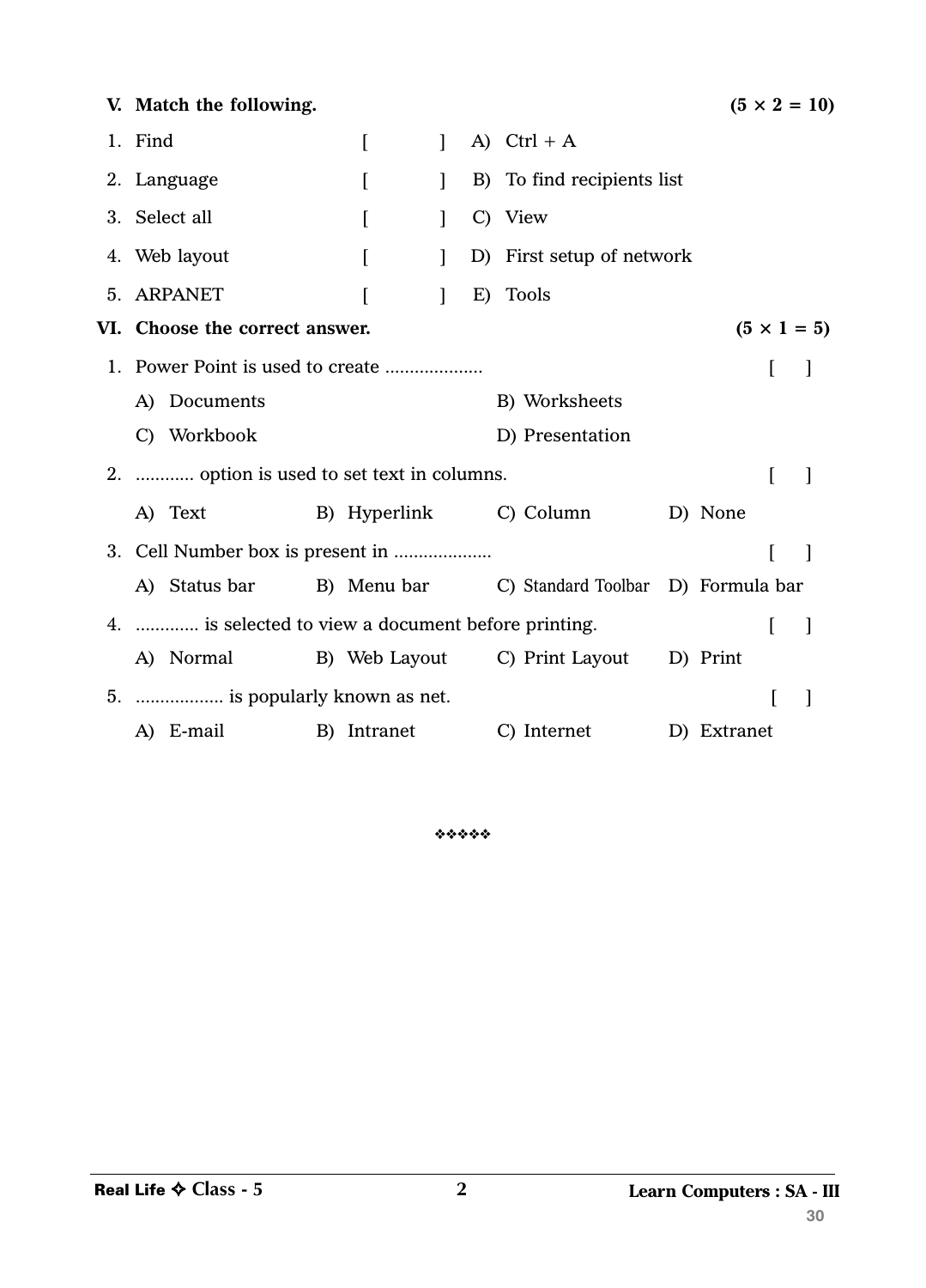## V. Match the following. (5 × 2 = 10)

| | | | |
|---|---|---|---|
| 1. Find | [ ] | A) | Ctrl + A |
| 2. Language | [ ] | B) | To find recipients list |
| 3. Select all | [ ] | C) | View |
| 4. Web layout | [ ] | D) | First setup of network |
| 5. ARPANET | [ ] | E) | Tools |

## VI. Choose the correct answer. (5 × 1 = 5)

1. Power Point is used to create .................... [ ]

   A) Documents B) Worksheets

   C) Workbook D) Presentation

2. ............ option is used to set text in columns. [ ]

   A) Text B) Hyperlink C) Column D) None

3. Cell Number box is present in .................... [ ]

   A) Status bar B) Menu bar C) Standard Toolbar D) Formula bar

4. ............. is selected to view a document before printing. [ ]

   A) Normal B) Web Layout C) Print Layout D) Print

5. .................. is popularly known as net. [ ]

   A) E-mail B) Intranet C) Internet D) Extranet

❖❖❖❖❖